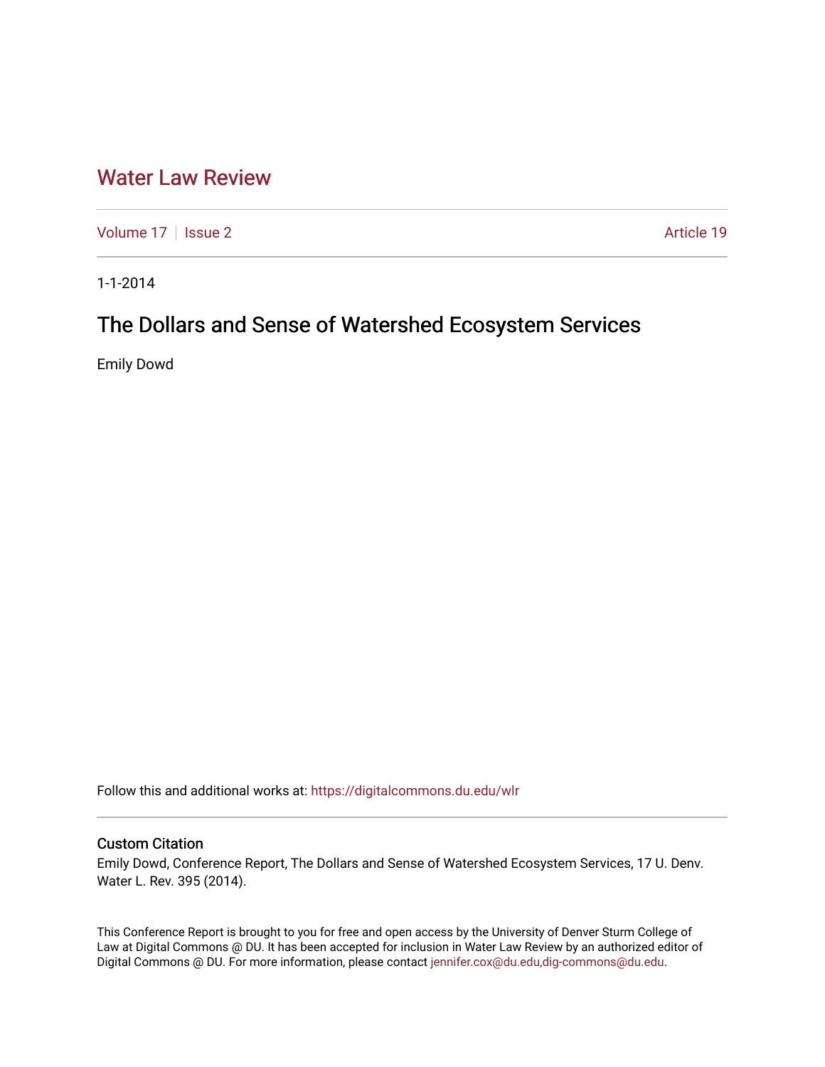# Water Law Review

Volume 17 | Issue 2 | Article 19

1-1-2014

## The Dollars and Sense of Watershed Ecosystem Services

Emily Dowd

Follow this and additional works at: https://digitalcommons.du.edu/wlr

### Custom Citation

Emily Dowd, Conference Report, The Dollars and Sense of Watershed Ecosystem Services, 17 U. Denv. Water L. Rev. 395 (2014).

This Conference Report is brought to you for free and open access by the University of Denver Sturm College of Law at Digital Commons @ DU. It has been accepted for inclusion in Water Law Review by an authorized editor of Digital Commons @ DU. For more information, please contact jennifer.cox@du.edu,dig-commons@du.edu.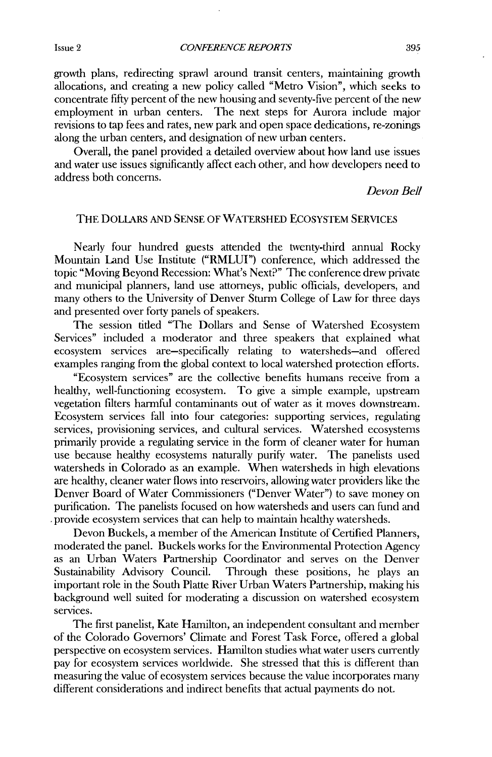growth plans, redirecting sprawl around transit centers, maintaining growth allocations, and creating a new policy called "Metro Vision", which seeks to concentrate fifty percent of the new housing and seventy-five percent of the new employment in urban centers. The next steps for Aurora include major revisions to tap fees and rates, new park and open space dedications, re-zonings along the urban centers, and designation of new urban centers.

Overall, the panel provided a detailed overview about how land use issues and water use issues significantly affect each other, and how developers need to address both concerns.

*Devon Bell*

## THE DOLLARS AND SENSE OF WATERSHED ECOSYSTEM SERVICES

Nearly four hundred guests attended the twenty-third annual Rocky Mountain Land Use Institute ("RMLUI") conference, which addressed the topic "Moving Beyond Recession: What's Next?" The conference drew private and municipal planners, land use attorneys, public officials, developers, and many others to the University of Denver Sturm College of Law for three days and presented over forty panels of speakers.

The session titled "The Dollars and Sense of Watershed Ecosystem Services" included a moderator and three speakers that explained what ecosystem services are—specifically relating to watersheds—and offered examples ranging from the global context to local watershed protection efforts.

"Ecosystem services" are the collective benefits humans receive from a healthy, well-functioning ecosystem. To give a simple example, upstream vegetation filters harmful contaminants out of water as it moves downstream. Ecosystem services fall into four categories: supporting services, regulating services, provisioning services, and cultural services. Watershed ecosystems primarily provide a regulating service in the form of cleaner water for human use because healthy ecosystems naturally purify water. The panelists used watersheds in Colorado as an example. When watersheds in high elevations are healthy, cleaner water flows into reservoirs, allowing water providers like the Denver Board of Water Commissioners ("Denver Water") to save money on purification. The panelists focused on how watersheds and users can fund and provide ecosystem services that can help to maintain healthy watersheds.

Devon Buckels, a member of the American Institute of Certified Planners, moderated the panel. Buckels works for the Environmental Protection Agency as an Urban Waters Partnership Coordinator and serves on the Denver Sustainability Advisory Council. Through these positions, he plays an important role in the South Platte River Urban Waters Partnership, making his background well suited for moderating a discussion on watershed ecosystem services.

The first panelist, Kate Hamilton, an independent consultant and member of the Colorado Governors' Climate and Forest Task Force, offered a global perspective on ecosystem services. Hamilton studies what water users currently pay for ecosystem services worldwide. She stressed that this is different than measuring the value of ecosystem services because the value incorporates many different considerations and indirect benefits that actual payments do not.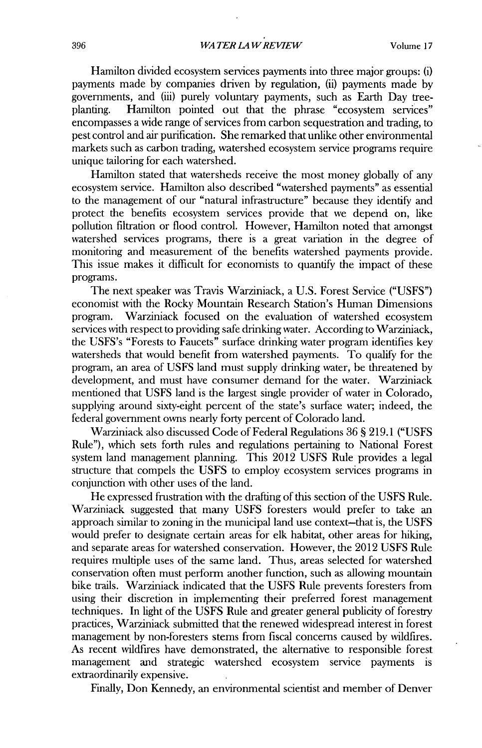Hamilton divided ecosystem services payments into three major groups: (i) payments made by companies driven by regulation, (ii) payments made by governments, and (iii) purely voluntary payments, such as Earth Day tree-planting. Hamilton pointed out that the phrase "ecosystem services" encompasses a wide range of services from carbon sequestration and trading, to pest control and air purification. She remarked that unlike other environmental markets such as carbon trading, watershed ecosystem service programs require unique tailoring for each watershed.

Hamilton stated that watersheds receive the most money globally of any ecosystem service. Hamilton also described "watershed payments" as essential to the management of our "natural infrastructure" because they identify and protect the benefits ecosystem services provide that we depend on, like pollution filtration or flood control. However, Hamilton noted that amongst watershed services programs, there is a great variation in the degree of monitoring and measurement of the benefits watershed payments provide. This issue makes it difficult for economists to quantify the impact of these programs.

The next speaker was Travis Warziniack, a U.S. Forest Service ("USFS") economist with the Rocky Mountain Research Station's Human Dimensions program. Warziniack focused on the evaluation of watershed ecosystem services with respect to providing safe drinking water. According to Warziniack, the USFS's "Forests to Faucets" surface drinking water program identifies key watersheds that would benefit from watershed payments. To qualify for the program, an area of USFS land must supply drinking water, be threatened by development, and must have consumer demand for the water. Warziniack mentioned that USFS land is the largest single provider of water in Colorado, supplying around sixty-eight percent of the state's surface water; indeed, the federal government owns nearly forty percent of Colorado land.

Warziniack also discussed Code of Federal Regulations 36 § 219.1 ("USFS Rule"), which sets forth rules and regulations pertaining to National Forest system land management planning. This 2012 USFS Rule provides a legal structure that compels the USFS to employ ecosystem services programs in conjunction with other uses of the land.

He expressed frustration with the drafting of this section of the USFS Rule. Warziniack suggested that many USFS foresters would prefer to take an approach similar to zoning in the municipal land use context–that is, the USFS would prefer to designate certain areas for elk habitat, other areas for hiking, and separate areas for watershed conservation. However, the 2012 USFS Rule requires multiple uses of the same land. Thus, areas selected for watershed conservation often must perform another function, such as allowing mountain bike trails. Warziniack indicated that the USFS Rule prevents foresters from using their discretion in implementing their preferred forest management techniques. In light of the USFS Rule and greater general publicity of forestry practices, Warziniack submitted that the renewed widespread interest in forest management by non-foresters stems from fiscal concerns caused by wildfires. As recent wildfires have demonstrated, the alternative to responsible forest management and strategic watershed ecosystem service payments is extraordinarily expensive.

Finally, Don Kennedy, an environmental scientist and member of Denver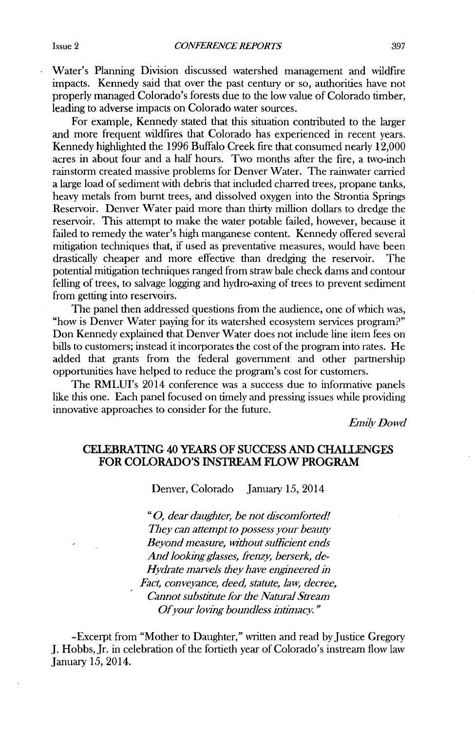Water's Planning Division discussed watershed management and wildfire impacts. Kennedy said that over the past century or so, authorities have not properly managed Colorado's forests due to the low value of Colorado timber, leading to adverse impacts on Colorado water sources.

For example, Kennedy stated that this situation contributed to the larger and more frequent wildfires that Colorado has experienced in recent years. Kennedy highlighted the 1996 Buffalo Creek fire that consumed nearly 12,000 acres in about four and a half hours. Two months after the fire, a two-inch rainstorm created massive problems for Denver Water. The rainwater carried a large load of sediment with debris that included charred trees, propane tanks, heavy metals from burnt trees, and dissolved oxygen into the Strontia Springs Reservoir. Denver Water paid more than thirty million dollars to dredge the reservoir. This attempt to make the water potable failed, however, because it failed to remedy the water's high manganese content. Kennedy offered several mitigation techniques that, if used as preventative measures, would have been drastically cheaper and more effective than dredging the reservoir. The potential mitigation techniques ranged from straw bale check dams and contour felling of trees, to salvage logging and hydro-axing of trees to prevent sediment from getting into reservoirs.

The panel then addressed questions from the audience, one of which was, "how is Denver Water paying for its watershed ecosystem services program?" Don Kennedy explained that Denver Water does not include line item fees on bills to customers; instead it incorporates the cost of the program into rates. He added that grants from the federal government and other partnership opportunities have helped to reduce the program's cost for customers.

The RMLUI's 2014 conference was a success due to informative panels like this one. Each panel focused on timely and pressing issues while providing innovative approaches to consider for the future.

*Emily Dowd*

## CELEBRATING 40 YEARS OF SUCCESS AND CHALLENGES FOR COLORADO'S INSTREAM FLOW PROGRAM

Denver, Colorado January 15, 2014

*"O, dear daughter, be not discomforted!*
*They can attempt to possess your beauty*
*Beyond measure, without sufficient ends*
*And looking glasses, frenzy, berserk, de-*
*Hydrate marvels they have engineered in*
*Fact, conveyance, deed, statute, law, decree,*
*Cannot substitute for the Natural Stream*
*Of your loving boundless intimacy."*

-Excerpt from "Mother to Daughter," written and read by Justice Gregory J. Hobbs, Jr. in celebration of the fortieth year of Colorado's instream flow law January 15, 2014.